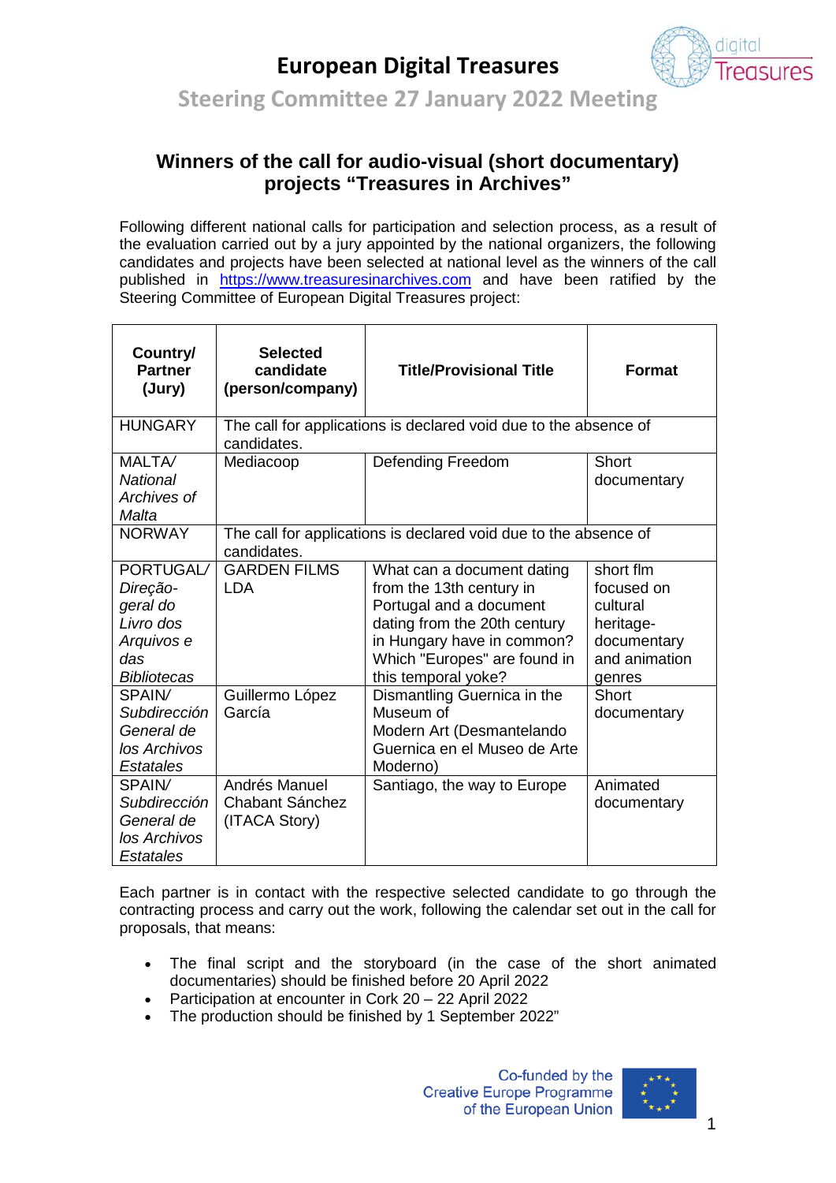# European Digital Treasures

## Steering Committee 27 January 2022 Meeting

### Winners of the call for audio-visual (short documentary) projects "Treasures in Archives"

Following different national calls for participation and selection process, as a result of the evaluation carried out by a jury appointed by the national organizers, the following candidates and projects have been selected at national level as the winners of the call published in https://www.treasuresinarchives.com and have been ratified by the Steering Committee of European Digital Treasures project:

| Country/ Partner (Jury) | Selected candidate (person/company) | Title/Provisional Title | Format |
|---|---|---|---|
| HUNGARY | The call for applications is declared void due to the absence of candidates. | | |
| MALTA/ *National Archives of Malta* | Mediacoop | Defending Freedom | Short documentary |
| NORWAY | The call for applications is declared void due to the absence of candidates. | | |
| PORTUGAL/ *Direção-geral do Livro dos Arquivos e das Bibliotecas* | GARDEN FILMS LDA | What can a document dating from the 13th century in Portugal and a document dating from the 20th century in Hungary have in common? Which "Europes" are found in this temporal yoke? | short flm focused on cultural heritage-documentary and animation genres |
| SPAIN/ *Subdirección General de los Archivos Estatales* | Guillermo López García | Dismantling Guernica in the Museum of Modern Art (Desmantelando Guernica en el Museo de Arte Moderno) | Short documentary |
| SPAIN/ *Subdirección General de los Archivos Estatales* | Andrés Manuel Chabant Sánchez (ITACA Story) | Santiago, the way to Europe | Animated documentary |

Each partner is in contact with the respective selected candidate to go through the contracting process and carry out the work, following the calendar set out in the call for proposals, that means:

- The final script and the storyboard (in the case of the short animated documentaries) should be finished before 20 April 2022
- Participation at encounter in Cork 20 – 22 April 2022
- The production should be finished by 1 September 2022"

Co-funded by the Creative Europe Programme of the European Union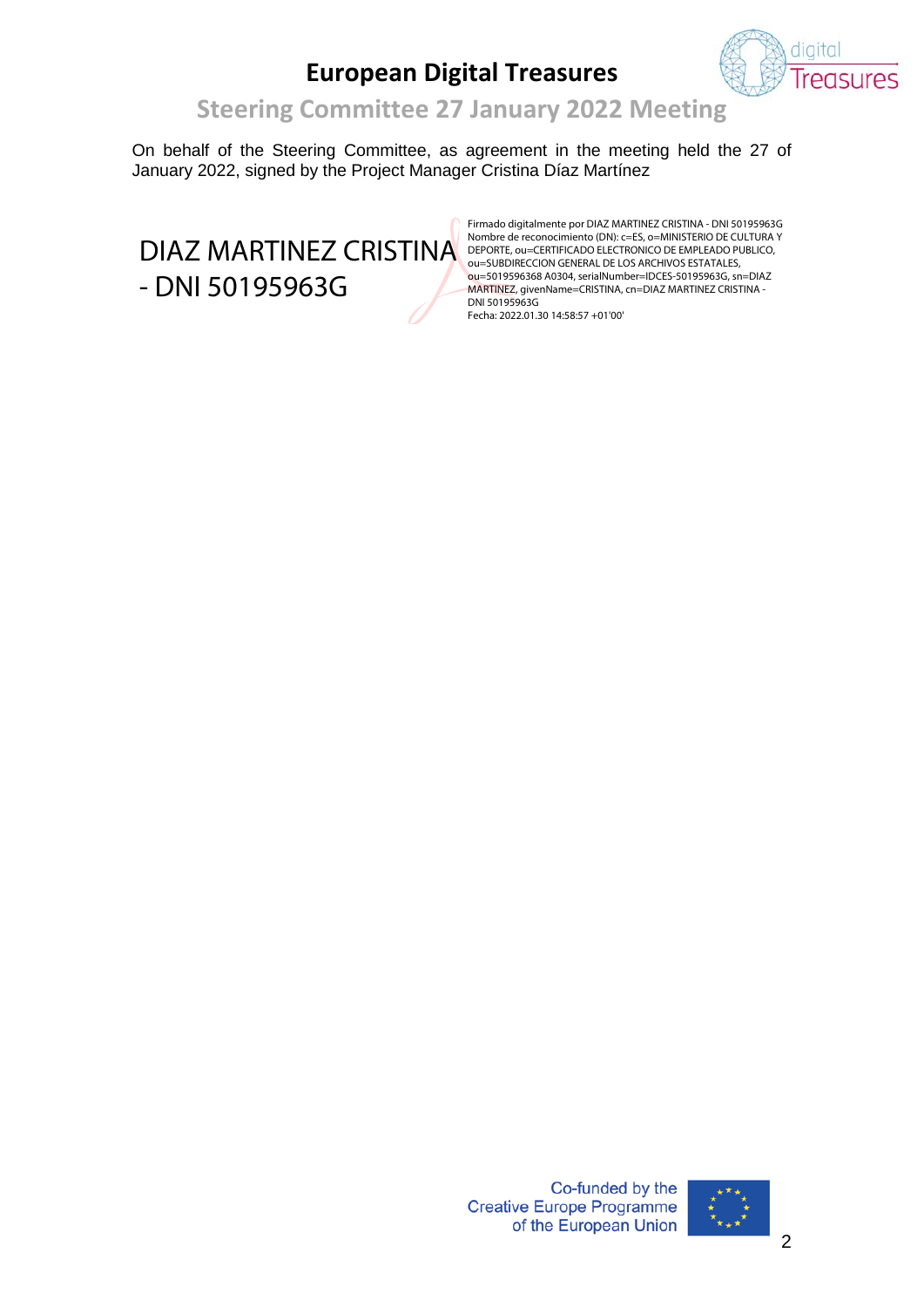# European Digital Treasures

## Steering Committee 27 January 2022 Meeting

On behalf of the Steering Committee, as agreement in the meeting held the 27 of January 2022, signed by the Project Manager Cristina Díaz Martínez

DIAZ MARTINEZ CRISTINA - DNI 50195963G

Firmado digitalmente por DIAZ MARTINEZ CRISTINA - DNI 50195963G
Nombre de reconocimiento (DN): c=ES, o=MINISTERIO DE CULTURA Y DEPORTE, ou=CERTIFICADO ELECTRONICO DE EMPLEADO PUBLICO, ou=SUBDIRECCION GENERAL DE LOS ARCHIVOS ESTATALES, ou=5019596368 A0304, serialNumber=IDCES-50195963G, sn=DIAZ MARTINEZ, givenName=CRISTINA, cn=DIAZ MARTINEZ CRISTINA - DNI 50195963G
Fecha: 2022.01.30 14:58:57 +01'00'

Co-funded by the Creative Europe Programme of the European Union